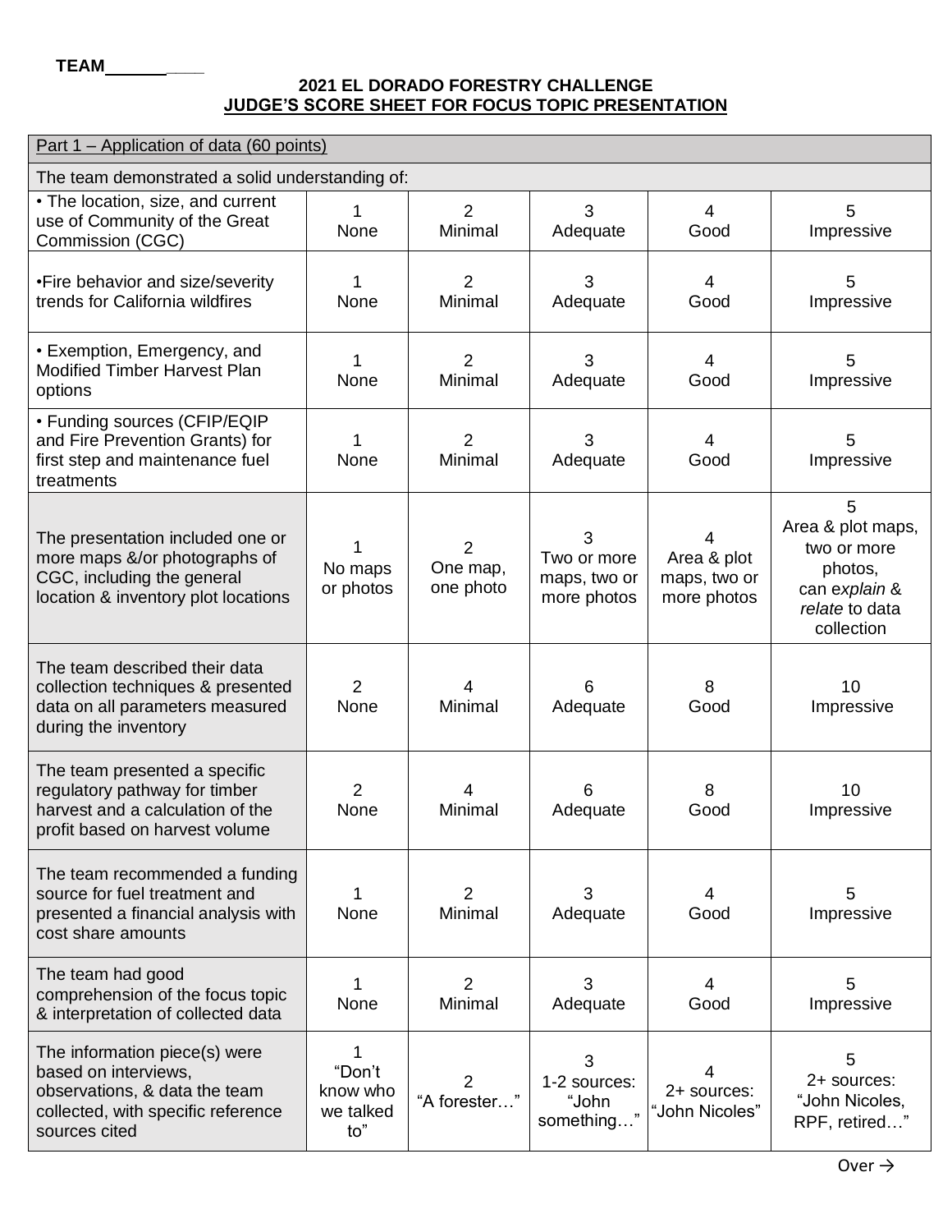**TEAM\_\_\_\_\_\_\_\_\_\_**

**2021 EL DORADO FORESTRY CHALLENGE**
**JUDGE'S SCORE SHEET FOR FOCUS TOPIC PRESENTATION**

| Part 1 – Application of data (60 points) | | | | | |
|---|---|---|---|---|---|
| The team demonstrated a solid understanding of: | | | | | |
| • The location, size, and current use of Community of the Great Commission (CGC) | 1 None | 2 Minimal | 3 Adequate | 4 Good | 5 Impressive |
| •Fire behavior and size/severity trends for California wildfires | 1 None | 2 Minimal | 3 Adequate | 4 Good | 5 Impressive |
| • Exemption, Emergency, and Modified Timber Harvest Plan options | 1 None | 2 Minimal | 3 Adequate | 4 Good | 5 Impressive |
| • Funding sources (CFIP/EQIP and Fire Prevention Grants) for first step and maintenance fuel treatments | 1 None | 2 Minimal | 3 Adequate | 4 Good | 5 Impressive |
| The presentation included one or more maps &/or photographs of CGC, including the general location & inventory plot locations | 1 No maps or photos | 2 One map, one photo | 3 Two or more maps, two or more photos | 4 Area & plot maps, two or more photos | 5 Area & plot maps, two or more photos, can *explain* & *relate* to data collection |
| The team described their data collection techniques & presented data on all parameters measured during the inventory | 2 None | 4 Minimal | 6 Adequate | 8 Good | 10 Impressive |
| The team presented a specific regulatory pathway for timber harvest and a calculation of the profit based on harvest volume | 2 None | 4 Minimal | 6 Adequate | 8 Good | 10 Impressive |
| The team recommended a funding source for fuel treatment and presented a financial analysis with cost share amounts | 1 None | 2 Minimal | 3 Adequate | 4 Good | 5 Impressive |
| The team had good comprehension of the focus topic & interpretation of collected data | 1 None | 2 Minimal | 3 Adequate | 4 Good | 5 Impressive |
| The information piece(s) were based on interviews, observations, & data the team collected, with specific reference sources cited | 1 "Don't know who we talked to" | 2 "A forester…" | 3 1-2 sources: "John something…" | 4 2+ sources: "John Nicoles" | 5 2+ sources: "John Nicoles, RPF, retired…" |

Over →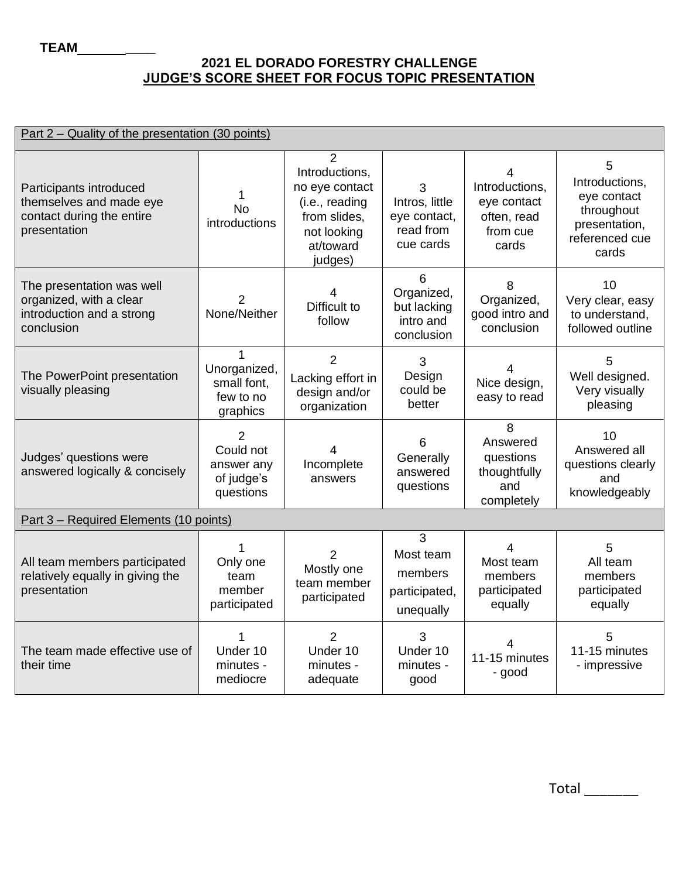**TEAM\_\_\_\_\_\_\_\_\_\_**

**2021 EL DORADO FORESTRY CHALLENGE**

**JUDGE'S SCORE SHEET FOR FOCUS TOPIC PRESENTATION**

| | | | | | |
|---|---|---|---|---|---|
| Part 2 – Quality of the presentation (30 points) | | | | | |
| Participants introduced themselves and made eye contact during the entire presentation | 1 No introductions | 2 Introductions, no eye contact (i.e., reading from slides, not looking at/toward judges) | 3 Intros, little eye contact, read from cue cards | 4 Introductions, eye contact often, read from cue cards | 5 Introductions, eye contact throughout presentation, referenced cue cards |
| The presentation was well organized, with a clear introduction and a strong conclusion | 2 None/Neither | 4 Difficult to follow | 6 Organized, but lacking intro and conclusion | 8 Organized, good intro and conclusion | 10 Very clear, easy to understand, followed outline |
| The PowerPoint presentation visually pleasing | 1 Unorganized, small font, few to no graphics | 2 Lacking effort in design and/or organization | 3 Design could be better | 4 Nice design, easy to read | 5 Well designed. Very visually pleasing |
| Judges' questions were answered logically & concisely | 2 Could not answer any of judge's questions | 4 Incomplete answers | 6 Generally answered questions | 8 Answered questions thoughtfully and completely | 10 Answered all questions clearly and knowledgeably |
| Part 3 – Required Elements (10 points) | | | | | |
| All team members participated relatively equally in giving the presentation | 1 Only one team member participated | 2 Mostly one team member participated | 3 Most team members participated, unequally | 4 Most team members participated equally | 5 All team members participated equally |
| The team made effective use of their time | 1 Under 10 minutes - mediocre | 2 Under 10 minutes - adequate | 3 Under 10 minutes - good | 4 11-15 minutes - good | 5 11-15 minutes - impressive |

Total \_\_\_\_\_\_\_